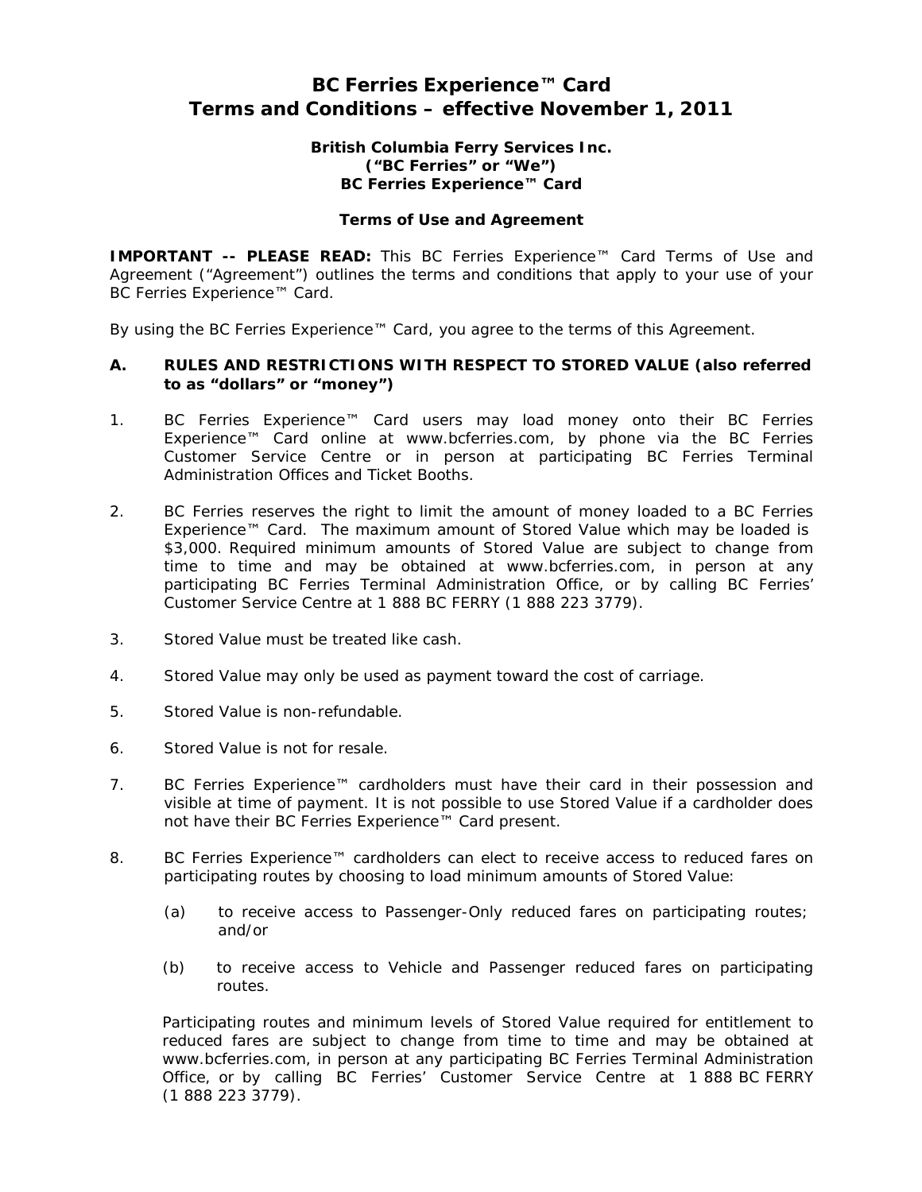# BC Ferries Experience™ Card
# Terms and Conditions – effective November 1, 2011

**British Columbia Ferry Services Inc.**
**("BC Ferries" or "We")**
**BC Ferries Experience™ Card**

**Terms of Use and Agreement**

**IMPORTANT -- PLEASE READ:** This BC Ferries Experience™ Card Terms of Use and Agreement ("Agreement") outlines the terms and conditions that apply to your use of your BC Ferries Experience™ Card.

By using the BC Ferries Experience™ Card, you agree to the terms of this Agreement.

## A. RULES AND RESTRICTIONS WITH RESPECT TO STORED VALUE (also referred to as "dollars" or "money")

1. BC Ferries Experience™ Card users may load money onto their BC Ferries Experience™ Card online at www.bcferries.com, by phone via the BC Ferries Customer Service Centre or in person at participating BC Ferries Terminal Administration Offices and Ticket Booths.

2. BC Ferries reserves the right to limit the amount of money loaded to a BC Ferries Experience™ Card. The maximum amount of Stored Value which may be loaded is $3,000. Required minimum amounts of Stored Value are subject to change from time to time and may be obtained at www.bcferries.com, in person at any participating BC Ferries Terminal Administration Office, or by calling BC Ferries' Customer Service Centre at 1 888 BC FERRY (1 888 223 3779).

3. Stored Value must be treated like cash.

4. Stored Value may only be used as payment toward the cost of carriage.

5. Stored Value is non-refundable.

6. Stored Value is not for resale.

7. BC Ferries Experience™ cardholders must have their card in their possession and visible at time of payment. It is not possible to use Stored Value if a cardholder does not have their BC Ferries Experience™ Card present.

8. BC Ferries Experience™ cardholders can elect to receive access to reduced fares on participating routes by choosing to load minimum amounts of Stored Value:

   (a) to receive access to Passenger-Only reduced fares on participating routes; and/or

   (b) to receive access to Vehicle and Passenger reduced fares on participating routes.

   Participating routes and minimum levels of Stored Value required for entitlement to reduced fares are subject to change from time to time and may be obtained at www.bcferries.com, in person at any participating BC Ferries Terminal Administration Office, or by calling BC Ferries' Customer Service Centre at 1 888 BC FERRY (1 888 223 3779).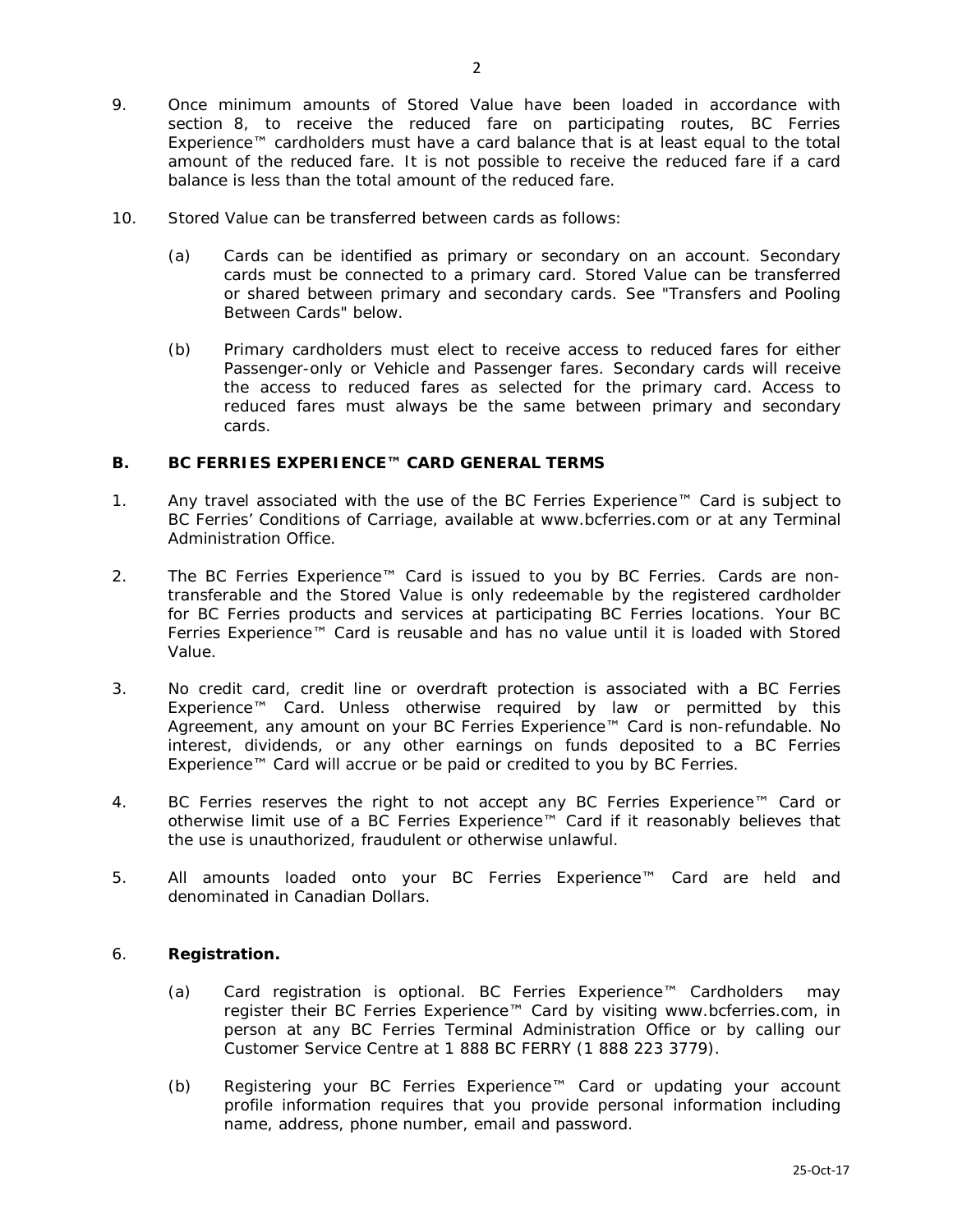9. Once minimum amounts of Stored Value have been loaded in accordance with section 8, to receive the reduced fare on participating routes, BC Ferries Experience™ cardholders must have a card balance that is at least equal to the total amount of the reduced fare. It is not possible to receive the reduced fare if a card balance is less than the total amount of the reduced fare.

10. Stored Value can be transferred between cards as follows:

    (a) Cards can be identified as primary or secondary on an account. Secondary cards must be connected to a primary card. Stored Value can be transferred or shared between primary and secondary cards. See "Transfers and Pooling Between Cards" below.

    (b) Primary cardholders must elect to receive access to reduced fares for either Passenger-only or Vehicle and Passenger fares. Secondary cards will receive the access to reduced fares as selected for the primary card. Access to reduced fares must always be the same between primary and secondary cards.

## B. BC FERRIES EXPERIENCE™ CARD GENERAL TERMS

1. Any travel associated with the use of the BC Ferries Experience™ Card is subject to BC Ferries' Conditions of Carriage, available at www.bcferries.com or at any Terminal Administration Office.

2. The BC Ferries Experience™ Card is issued to you by BC Ferries. Cards are non-transferable and the Stored Value is only redeemable by the registered cardholder for BC Ferries products and services at participating BC Ferries locations. Your BC Ferries Experience™ Card is reusable and has no value until it is loaded with Stored Value.

3. No credit card, credit line or overdraft protection is associated with a BC Ferries Experience™ Card. Unless otherwise required by law or permitted by this Agreement, any amount on your BC Ferries Experience™ Card is non-refundable. No interest, dividends, or any other earnings on funds deposited to a BC Ferries Experience™ Card will accrue or be paid or credited to you by BC Ferries.

4. BC Ferries reserves the right to not accept any BC Ferries Experience™ Card or otherwise limit use of a BC Ferries Experience™ Card if it reasonably believes that the use is unauthorized, fraudulent or otherwise unlawful.

5. All amounts loaded onto your BC Ferries Experience™ Card are held and denominated in Canadian Dollars.

6. **Registration.**

    (a) Card registration is optional. BC Ferries Experience™ Cardholders may register their BC Ferries Experience™ Card by visiting www.bcferries.com, in person at any BC Ferries Terminal Administration Office or by calling our Customer Service Centre at 1 888 BC FERRY (1 888 223 3779).

    (b) Registering your BC Ferries Experience™ Card or updating your account profile information requires that you provide personal information including name, address, phone number, email and password.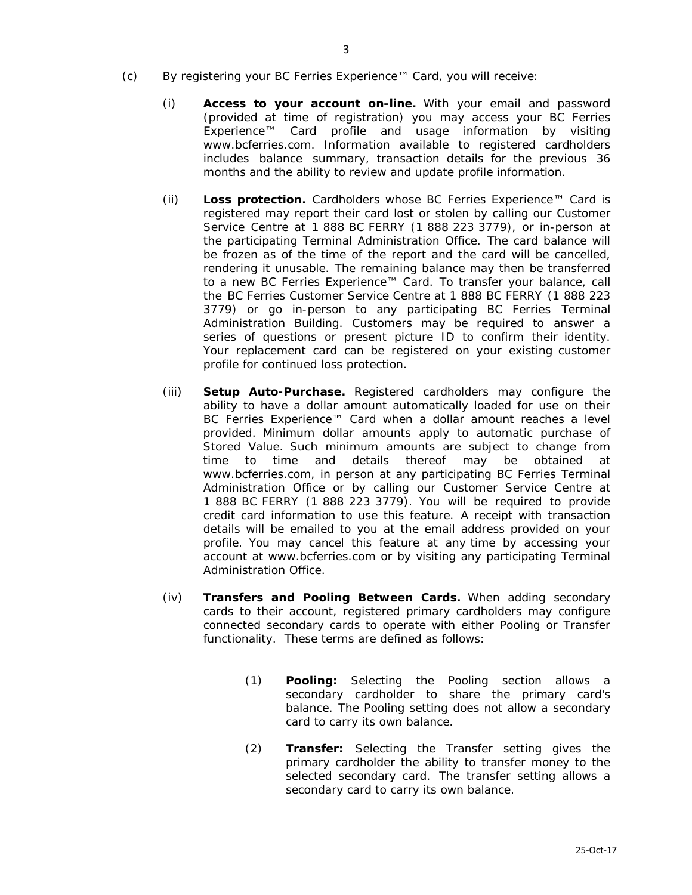(c) By registering your BC Ferries Experience™ Card, you will receive:

(i) **Access to your account on-line.** With your email and password (provided at time of registration) you may access your BC Ferries Experience™ Card profile and usage information by visiting www.bcferries.com. Information available to registered cardholders includes balance summary, transaction details for the previous 36 months and the ability to review and update profile information.

(ii) **Loss protection.** Cardholders whose BC Ferries Experience™ Card is registered may report their card lost or stolen by calling our Customer Service Centre at 1 888 BC FERRY (1 888 223 3779), or in-person at the participating Terminal Administration Office. The card balance will be frozen as of the time of the report and the card will be cancelled, rendering it unusable. The remaining balance may then be transferred to a new BC Ferries Experience™ Card. To transfer your balance, call the BC Ferries Customer Service Centre at 1 888 BC FERRY (1 888 223 3779) or go in-person to any participating BC Ferries Terminal Administration Building. Customers may be required to answer a series of questions or present picture ID to confirm their identity. Your replacement card can be registered on your existing customer profile for continued loss protection.

(iii) **Setup Auto-Purchase.** Registered cardholders may configure the ability to have a dollar amount automatically loaded for use on their BC Ferries Experience™ Card when a dollar amount reaches a level provided. Minimum dollar amounts apply to automatic purchase of Stored Value. Such minimum amounts are subject to change from time to time and details thereof may be obtained at www.bcferries.com, in person at any participating BC Ferries Terminal Administration Office or by calling our Customer Service Centre at 1 888 BC FERRY (1 888 223 3779). You will be required to provide credit card information to use this feature. A receipt with transaction details will be emailed to you at the email address provided on your profile. You may cancel this feature at any time by accessing your account at www.bcferries.com or by visiting any participating Terminal Administration Office.

(iv) **Transfers and Pooling Between Cards.** When adding secondary cards to their account, registered primary cardholders may configure connected secondary cards to operate with either Pooling or Transfer functionality. These terms are defined as follows:

(1) **Pooling:** Selecting the Pooling section allows a secondary cardholder to share the primary card's balance. The Pooling setting does not allow a secondary card to carry its own balance.

(2) **Transfer:** Selecting the Transfer setting gives the primary cardholder the ability to transfer money to the selected secondary card. The transfer setting allows a secondary card to carry its own balance.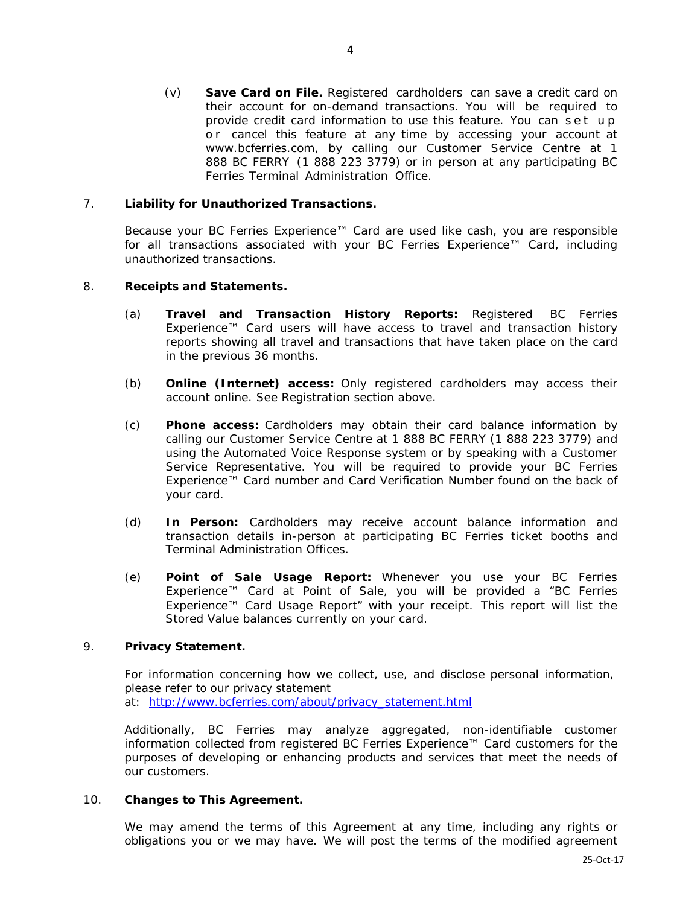(v) **Save Card on File.** Registered cardholders can save a credit card on their account for on-demand transactions. You will be required to provide credit card information to use this feature. You can set up or cancel this feature at any time by accessing your account at www.bcferries.com, by calling our Customer Service Centre at 1 888 BC FERRY (1 888 223 3779) or in person at any participating BC Ferries Terminal Administration Office.

7. **Liability for Unauthorized Transactions.**

Because your BC Ferries Experience™ Card are used like cash, you are responsible for all transactions associated with your BC Ferries Experience™ Card, including unauthorized transactions.

8. **Receipts and Statements.**

(a) **Travel and Transaction History Reports:** Registered BC Ferries Experience™ Card users will have access to travel and transaction history reports showing all travel and transactions that have taken place on the card in the previous 36 months.

(b) **Online (Internet) access:** Only registered cardholders may access their account online. See Registration section above.

(c) **Phone access:** Cardholders may obtain their card balance information by calling our Customer Service Centre at 1 888 BC FERRY (1 888 223 3779) and using the Automated Voice Response system or by speaking with a Customer Service Representative. You will be required to provide your BC Ferries Experience™ Card number and Card Verification Number found on the back of your card.

(d) **In Person:** Cardholders may receive account balance information and transaction details in-person at participating BC Ferries ticket booths and Terminal Administration Offices.

(e) **Point of Sale Usage Report:** Whenever you use your BC Ferries Experience™ Card at Point of Sale, you will be provided a "BC Ferries Experience™ Card Usage Report" with your receipt. This report will list the Stored Value balances currently on your card.

9. **Privacy Statement.**

For information concerning how we collect, use, and disclose personal information, please refer to our privacy statement at: [http://www.bcferries.com/about/privacy_statement.html](http://www.bcferries.com/about/privacy_statement.html)

Additionally, BC Ferries may analyze aggregated, non-identifiable customer information collected from registered BC Ferries Experience™ Card customers for the purposes of developing or enhancing products and services that meet the needs of our customers.

10. **Changes to This Agreement.**

We may amend the terms of this Agreement at any time, including any rights or obligations you or we may have. We will post the terms of the modified agreement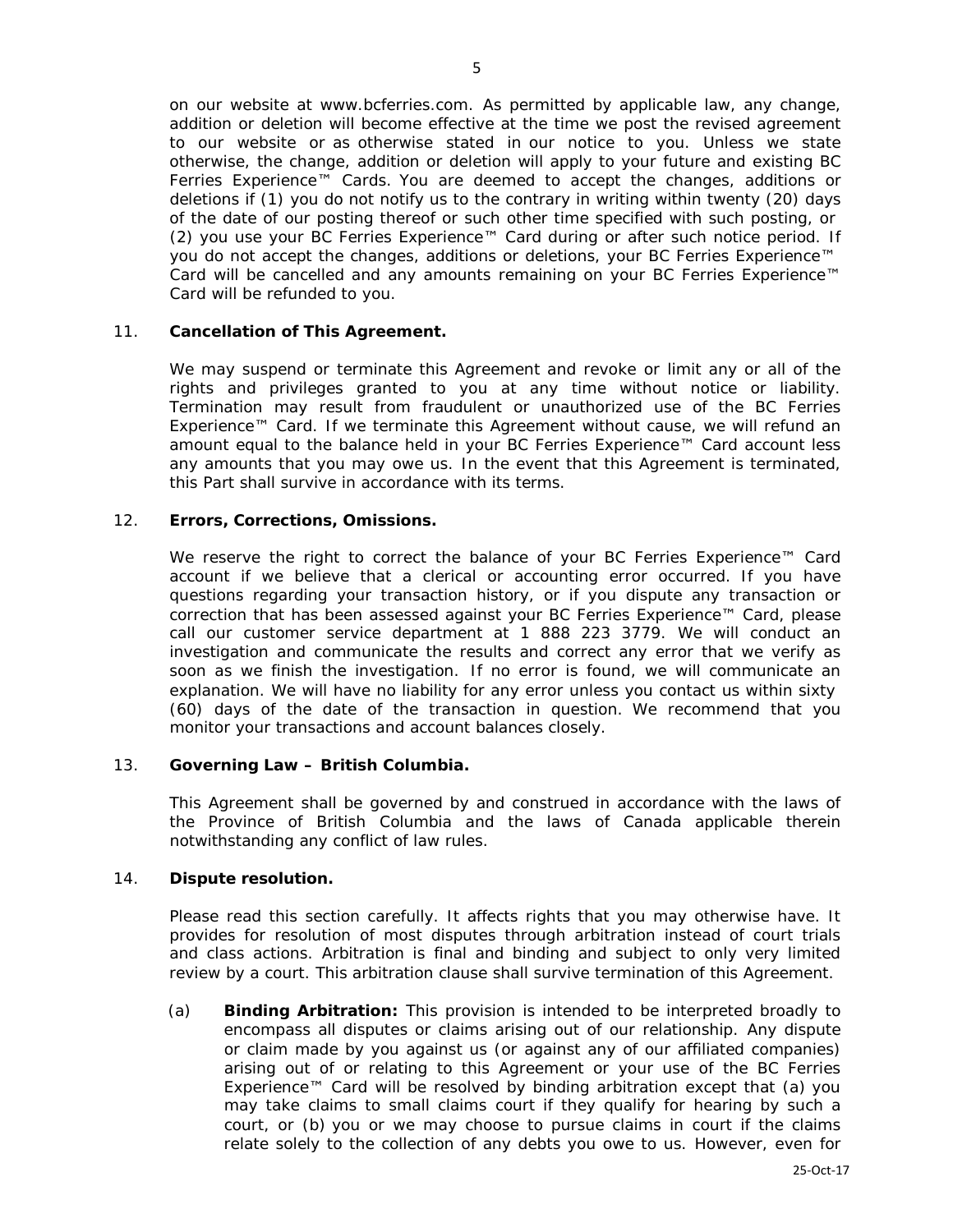on our website at www.bcferries.com. As permitted by applicable law, any change, addition or deletion will become effective at the time we post the revised agreement to our website or as otherwise stated in our notice to you. Unless we state otherwise, the change, addition or deletion will apply to your future and existing BC Ferries Experience™ Cards. You are deemed to accept the changes, additions or deletions if (1) you do not notify us to the contrary in writing within twenty (20) days of the date of our posting thereof or such other time specified with such posting, or (2) you use your BC Ferries Experience™ Card during or after such notice period. If you do not accept the changes, additions or deletions, your BC Ferries Experience™ Card will be cancelled and any amounts remaining on your BC Ferries Experience™ Card will be refunded to you.

11. **Cancellation of This Agreement.**

We may suspend or terminate this Agreement and revoke or limit any or all of the rights and privileges granted to you at any time without notice or liability. Termination may result from fraudulent or unauthorized use of the BC Ferries Experience™ Card. If we terminate this Agreement without cause, we will refund an amount equal to the balance held in your BC Ferries Experience™ Card account less any amounts that you may owe us. In the event that this Agreement is terminated, this Part shall survive in accordance with its terms.

12. **Errors, Corrections, Omissions.**

We reserve the right to correct the balance of your BC Ferries Experience™ Card account if we believe that a clerical or accounting error occurred. If you have questions regarding your transaction history, or if you dispute any transaction or correction that has been assessed against your BC Ferries Experience™ Card, please call our customer service department at 1 888 223 3779. We will conduct an investigation and communicate the results and correct any error that we verify as soon as we finish the investigation. If no error is found, we will communicate an explanation. We will have no liability for any error unless you contact us within sixty (60) days of the date of the transaction in question. We recommend that you monitor your transactions and account balances closely.

13. **Governing Law – British Columbia.**

This Agreement shall be governed by and construed in accordance with the laws of the Province of British Columbia and the laws of Canada applicable therein notwithstanding any conflict of law rules.

14. **Dispute resolution.**

Please read this section carefully. It affects rights that you may otherwise have. It provides for resolution of most disputes through arbitration instead of court trials and class actions. Arbitration is final and binding and subject to only very limited review by a court. This arbitration clause shall survive termination of this Agreement.

(a) **Binding Arbitration:** This provision is intended to be interpreted broadly to encompass all disputes or claims arising out of our relationship. Any dispute or claim made by you against us (or against any of our affiliated companies) arising out of or relating to this Agreement or your use of the BC Ferries Experience™ Card will be resolved by binding arbitration except that (a) you may take claims to small claims court if they qualify for hearing by such a court, or (b) you or we may choose to pursue claims in court if the claims relate solely to the collection of any debts you owe to us. However, even for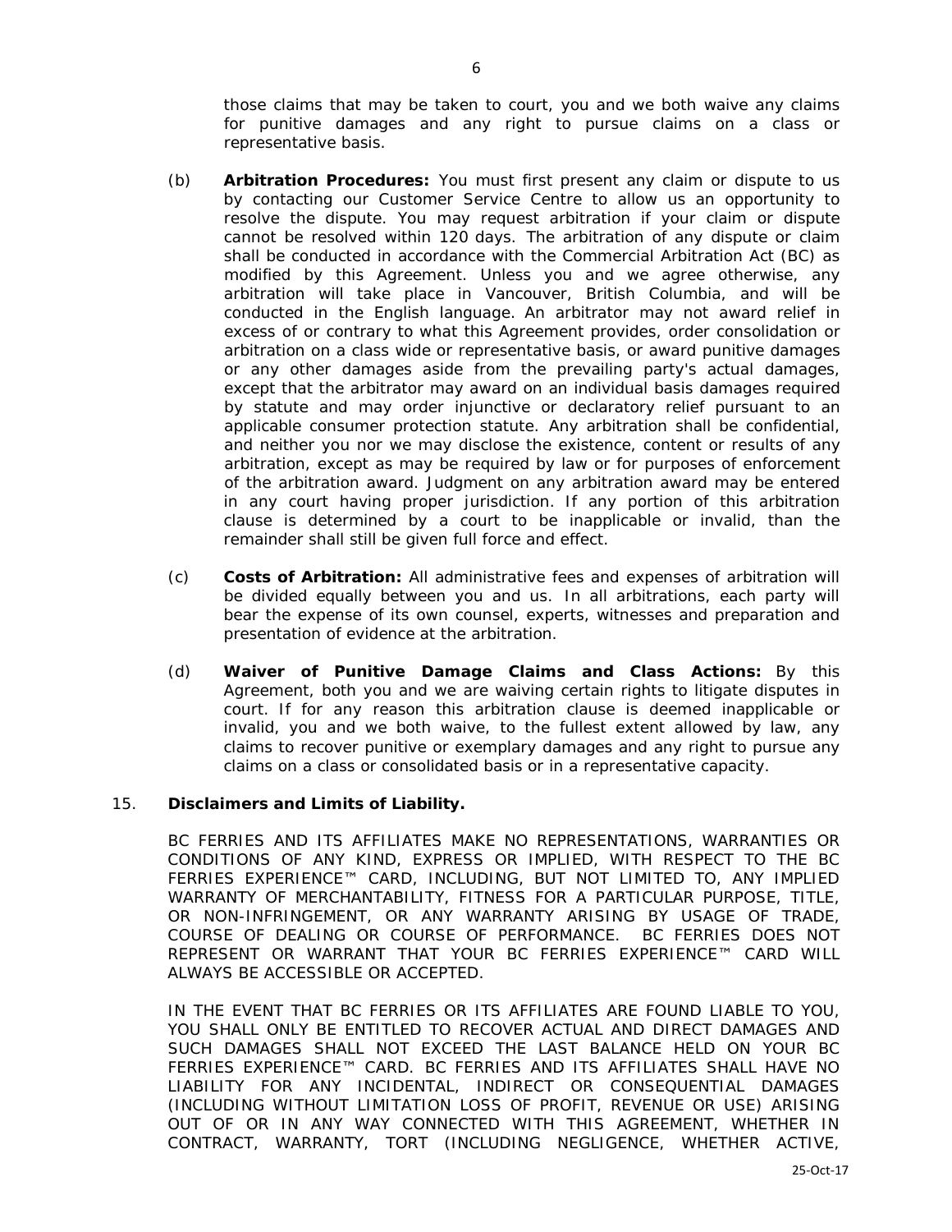those claims that may be taken to court, you and we both waive any claims for punitive damages and any right to pursue claims on a class or representative basis.

(b) **Arbitration Procedures:** You must first present any claim or dispute to us by contacting our Customer Service Centre to allow us an opportunity to resolve the dispute. You may request arbitration if your claim or dispute cannot be resolved within 120 days. The arbitration of any dispute or claim shall be conducted in accordance with the Commercial Arbitration Act (BC) as modified by this Agreement. Unless you and we agree otherwise, any arbitration will take place in Vancouver, British Columbia, and will be conducted in the English language. An arbitrator may not award relief in excess of or contrary to what this Agreement provides, order consolidation or arbitration on a class wide or representative basis, or award punitive damages or any other damages aside from the prevailing party's actual damages, except that the arbitrator may award on an individual basis damages required by statute and may order injunctive or declaratory relief pursuant to an applicable consumer protection statute. Any arbitration shall be confidential, and neither you nor we may disclose the existence, content or results of any arbitration, except as may be required by law or for purposes of enforcement of the arbitration award. Judgment on any arbitration award may be entered in any court having proper jurisdiction. If any portion of this arbitration clause is determined by a court to be inapplicable or invalid, than the remainder shall still be given full force and effect.

(c) **Costs of Arbitration:** All administrative fees and expenses of arbitration will be divided equally between you and us. In all arbitrations, each party will bear the expense of its own counsel, experts, witnesses and preparation and presentation of evidence at the arbitration.

(d) **Waiver of Punitive Damage Claims and Class Actions:** By this Agreement, both you and we are waiving certain rights to litigate disputes in court. If for any reason this arbitration clause is deemed inapplicable or invalid, you and we both waive, to the fullest extent allowed by law, any claims to recover punitive or exemplary damages and any right to pursue any claims on a class or consolidated basis or in a representative capacity.

15. **Disclaimers and Limits of Liability.**

BC FERRIES AND ITS AFFILIATES MAKE NO REPRESENTATIONS, WARRANTIES OR CONDITIONS OF ANY KIND, EXPRESS OR IMPLIED, WITH RESPECT TO THE BC FERRIES EXPERIENCE™ CARD, INCLUDING, BUT NOT LIMITED TO, ANY IMPLIED WARRANTY OF MERCHANTABILITY, FITNESS FOR A PARTICULAR PURPOSE, TITLE, OR NON-INFRINGEMENT, OR ANY WARRANTY ARISING BY USAGE OF TRADE, COURSE OF DEALING OR COURSE OF PERFORMANCE. BC FERRIES DOES NOT REPRESENT OR WARRANT THAT YOUR BC FERRIES EXPERIENCE™ CARD WILL ALWAYS BE ACCESSIBLE OR ACCEPTED.

IN THE EVENT THAT BC FERRIES OR ITS AFFILIATES ARE FOUND LIABLE TO YOU, YOU SHALL ONLY BE ENTITLED TO RECOVER ACTUAL AND DIRECT DAMAGES AND SUCH DAMAGES SHALL NOT EXCEED THE LAST BALANCE HELD ON YOUR BC FERRIES EXPERIENCE™ CARD. BC FERRIES AND ITS AFFILIATES SHALL HAVE NO LIABILITY FOR ANY INCIDENTAL, INDIRECT OR CONSEQUENTIAL DAMAGES (INCLUDING WITHOUT LIMITATION LOSS OF PROFIT, REVENUE OR USE) ARISING OUT OF OR IN ANY WAY CONNECTED WITH THIS AGREEMENT, WHETHER IN CONTRACT, WARRANTY, TORT (INCLUDING NEGLIGENCE, WHETHER ACTIVE,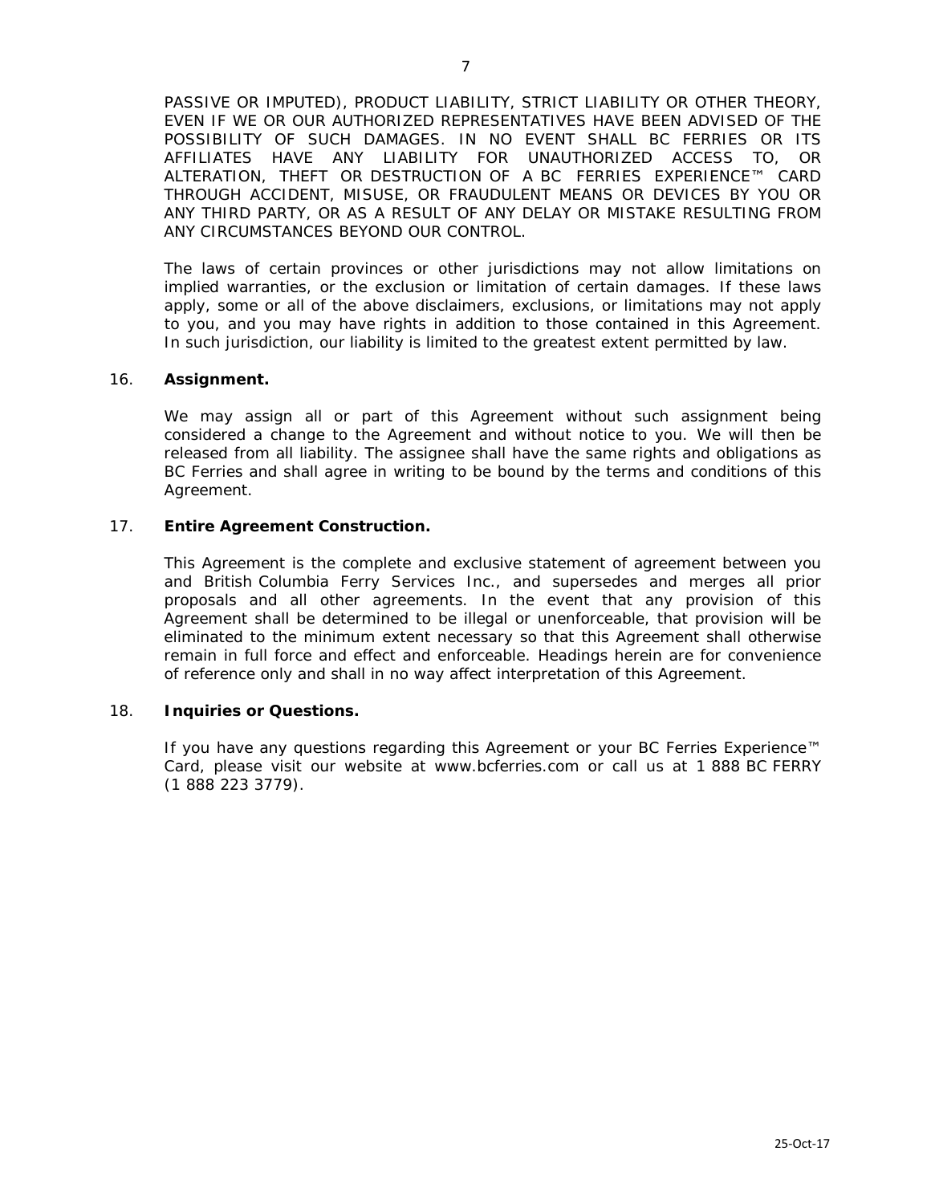PASSIVE OR IMPUTED), PRODUCT LIABILITY, STRICT LIABILITY OR OTHER THEORY, EVEN IF WE OR OUR AUTHORIZED REPRESENTATIVES HAVE BEEN ADVISED OF THE POSSIBILITY OF SUCH DAMAGES. IN NO EVENT SHALL BC FERRIES OR ITS AFFILIATES HAVE ANY LIABILITY FOR UNAUTHORIZED ACCESS TO, OR ALTERATION, THEFT OR DESTRUCTION OF A BC FERRIES EXPERIENCE™ CARD THROUGH ACCIDENT, MISUSE, OR FRAUDULENT MEANS OR DEVICES BY YOU OR ANY THIRD PARTY, OR AS A RESULT OF ANY DELAY OR MISTAKE RESULTING FROM ANY CIRCUMSTANCES BEYOND OUR CONTROL.

The laws of certain provinces or other jurisdictions may not allow limitations on implied warranties, or the exclusion or limitation of certain damages. If these laws apply, some or all of the above disclaimers, exclusions, or limitations may not apply to you, and you may have rights in addition to those contained in this Agreement. In such jurisdiction, our liability is limited to the greatest extent permitted by law.

16. **Assignment.**

We may assign all or part of this Agreement without such assignment being considered a change to the Agreement and without notice to you. We will then be released from all liability. The assignee shall have the same rights and obligations as BC Ferries and shall agree in writing to be bound by the terms and conditions of this Agreement.

17. **Entire Agreement Construction.**

This Agreement is the complete and exclusive statement of agreement between you and British Columbia Ferry Services Inc., and supersedes and merges all prior proposals and all other agreements. In the event that any provision of this Agreement shall be determined to be illegal or unenforceable, that provision will be eliminated to the minimum extent necessary so that this Agreement shall otherwise remain in full force and effect and enforceable. Headings herein are for convenience of reference only and shall in no way affect interpretation of this Agreement.

18. **Inquiries or Questions.**

If you have any questions regarding this Agreement or your BC Ferries Experience™ Card, please visit our website at www.bcferries.com or call us at 1 888 BC FERRY (1 888 223 3779).